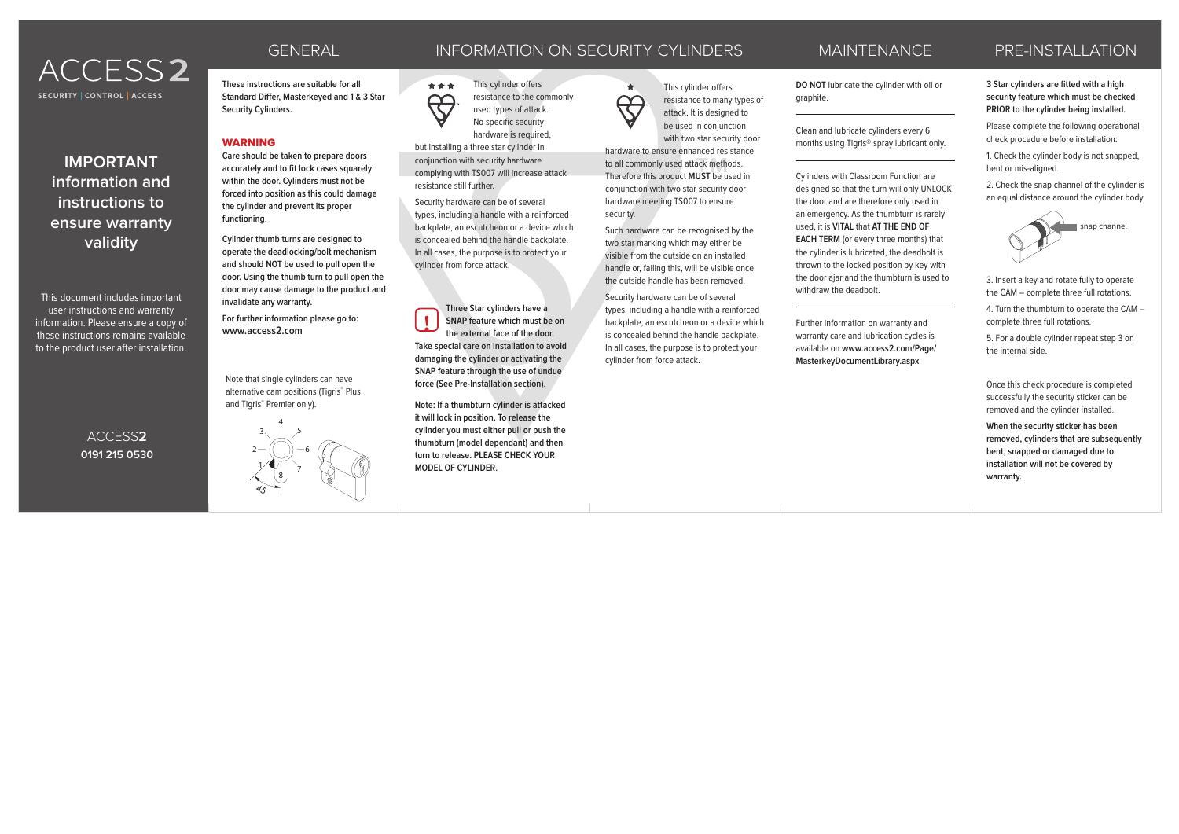# ACCESS2

SECURITY | CONTROL | ACCESS

## IMPORTANT information and instructions to ensure warranty validity

This document includes important user instructions and warranty information. Please ensure a copy of these instructions remains available to the product user after installation.

ACCESS**2**
**0191 215 0530**

## GENERAL

**These instructions are suitable for all Standard Differ, Masterkeyed and 1 & 3 Star Security Cylinders.**

### WARNING

**Care should be taken to prepare doors accurately and to fit lock cases squarely within the door. Cylinders must not be forced into position as this could damage the cylinder and prevent its proper functioning.**

**Cylinder thumb turns are designed to operate the deadlocking/bolt mechanism and should NOT be used to pull open the door. Using the thumb turn to pull open the door may cause damage to the product and invalidate any warranty.**

**For further information please go to: www.access2.com**

Note that single cylinders can have alternative cam positions (Tigris® Plus and Tigris® Premier only).

## INFORMATION ON SECURITY CYLINDERS

★★★ This cylinder offers resistance to the commonly used types of attack. No specific security hardware is required, but installing a three star cylinder in conjunction with security hardware complying with TS007 will increase attack resistance still further.

Security hardware can be of several types, including a handle with a reinforced backplate, an escutcheon or a device which is concealed behind the handle backplate. In all cases, the purpose is to protect your cylinder from force attack.

**Three Star cylinders have a SNAP feature which must be on the external face of the door. Take special care on installation to avoid damaging the cylinder or activating the SNAP feature through the use of undue force (See Pre-Installation section).**

**Note: If a thumbturn cylinder is attacked it will lock in position. To release the cylinder you must either pull or push the thumbturn (model dependant) and then turn to release. PLEASE CHECK YOUR MODEL OF CYLINDER.**

★ This cylinder offers resistance to many types of attack. It is designed to be used in conjunction with two star security door hardware to ensure enhanced resistance to all commonly used attack methods. Therefore this product **MUST** be used in conjunction with two star security door hardware meeting TS007 to ensure security.

Such hardware can be recognised by the two star marking which may either be visible from the outside on an installed handle or, failing this, will be visible once the outside handle has been removed.

Security hardware can be of several types, including a handle with a reinforced backplate, an escutcheon or a device which is concealed behind the handle backplate. In all cases, the purpose is to protect your cylinder from force attack.

## MAINTENANCE

**DO NOT** lubricate the cylinder with oil or graphite.

Clean and lubricate cylinders every 6 months using Tigris® spray lubricant only.

Cylinders with Classroom Function are designed so that the turn will only UNLOCK the door and are therefore only used in an emergency. As the thumbturn is rarely used, it is **VITAL** that **AT THE END OF EACH TERM** (or every three months) that the cylinder is lubricated, the deadbolt is thrown to the locked position by key with the door ajar and the thumbturn is used to withdraw the deadbolt.

Further information on warranty and warranty care and lubrication cycles is available on **www.access2.com/Page/MasterkeyDocumentLibrary.aspx**

## PRE-INSTALLATION

**3 Star cylinders are fitted with a high security feature which must be checked PRIOR to the cylinder being installed.**

Please complete the following operational check procedure before installation:

1. Check the cylinder body is not snapped, bent or mis-aligned.
2. Check the snap channel of the cylinder is an equal distance around the cylinder body.

snap channel

3. Insert a key and rotate fully to operate the CAM – complete three full rotations.
4. Turn the thumbturn to operate the CAM – complete three full rotations.
5. For a double cylinder repeat step 3 on the internal side.

Once this check procedure is completed successfully the security sticker can be removed and the cylinder installed.

**When the security sticker has been removed, cylinders that are subsequently bent, snapped or damaged due to installation will not be covered by warranty.**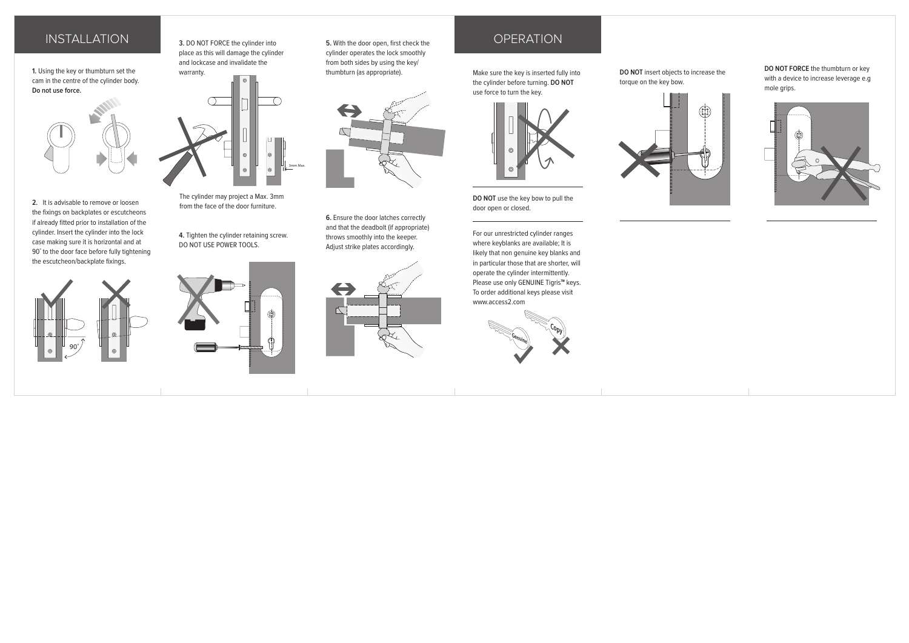# INSTALLATION

**1.** Using the key or thumbturn set the cam in the centre of the cylinder body. **Do not use force.**

**2.** It is advisable to remove or loosen the fixings on backplates or escutcheons if already fitted prior to installation of the cylinder. Insert the cylinder into the lock case making sure it is horizontal and at 90˚ to the door face before fully tightening the escutcheon/backplate fixings.

90˚

**3.** DO NOT FORCE the cylinder into place as this will damage the cylinder and lockcase and invalidate the warranty.

3mm Max.

The cylinder may project a Max. 3mm from the face of the door furniture.

**4.** Tighten the cylinder retaining screw. DO NOT USE POWER TOOLS.

**5.** With the door open, first check the cylinder operates the lock smoothly from both sides by using the key/ thumbturn (as appropriate).

**6.** Ensure the door latches correctly and that the deadbolt (if appropriate) throws smoothly into the keeper. Adjust strike plates accordingly.

# OPERATION

Make sure the key is inserted fully into the cylinder before turning. **DO NOT** use force to turn the key.

**DO NOT** use the key bow to pull the door open or closed.

For our unrestricted cylinder ranges where keyblanks are available; It is likely that non genuine key blanks and in particular those that are shorter, will operate the cylinder intermittently. Please use only GENUINE Tigris™ keys. To order additional keys please visit www.access2.com

Genuine

Copy

**DO NOT** insert objects to increase the torque on the key bow.

**DO NOT FORCE** the thumbturn or key with a device to increase leverage e.g mole grips.